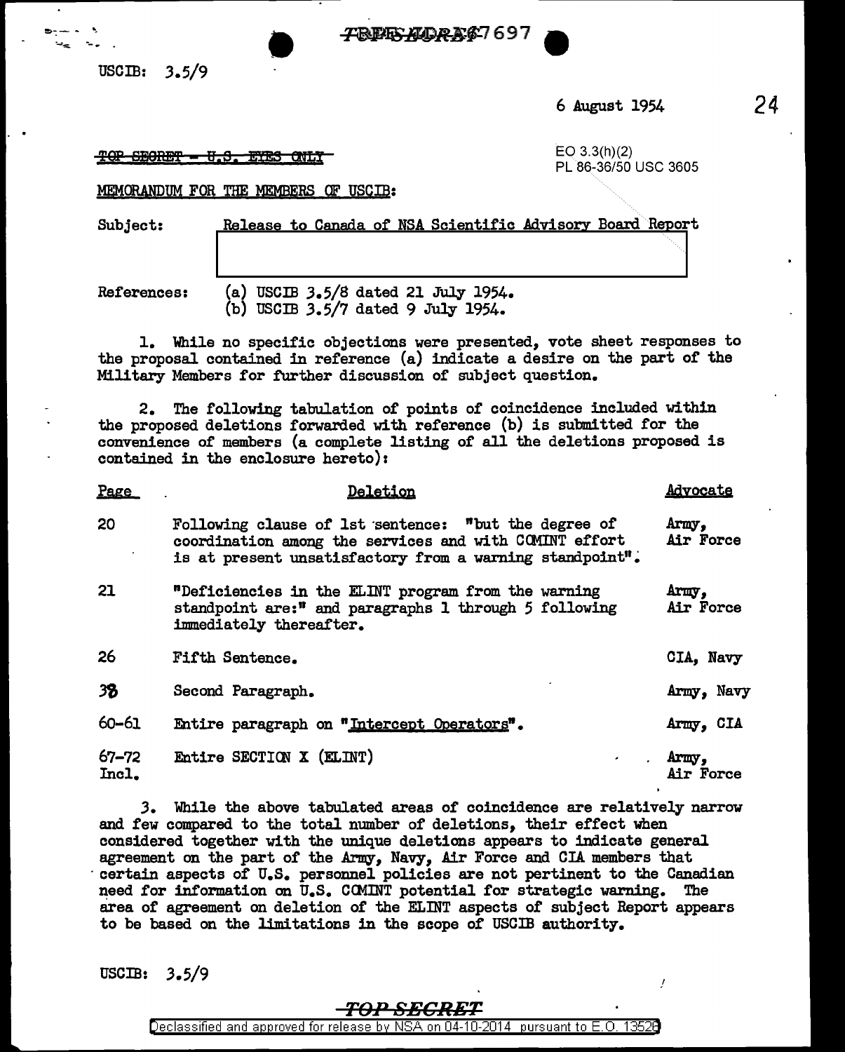USCIB: 3.5/9

6 August 1954

~~TOP SECRET - U.S. EYES ONLY~~

EO 3.3(h)(2)
PL 86-36/50 USC 3605

MEMORANDUM FOR THE MEMBERS OF USCIB:

Subject: Release to Canada of NSA Scientific Advisory Board Report

References: (a) USCIB 3.5/8 dated 21 July 1954.
(b) USCIB 3.5/7 dated 9 July 1954.

1. While no specific objections were presented, vote sheet responses to the proposal contained in reference (a) indicate a desire on the part of the Military Members for further discussion of subject question.

2. The following tabulation of points of coincidence included within the proposed deletions forwarded with reference (b) is submitted for the convenience of members (a complete listing of all the deletions proposed is contained in the enclosure hereto):

| Page | Deletion | Advocate |
|---|---|---|
| 20 | Following clause of 1st sentence: "but the degree of coordination among the services and with COMINT effort is at present unsatisfactory from a warning standpoint". | Army, Air Force |
| 21 | "Deficiencies in the ELINT program from the warning standpoint are:" and paragraphs 1 through 5 following immediately thereafter. | Army, Air Force |
| 26 | Fifth Sentence. | CIA, Navy |
| 38 | Second Paragraph. | Army, Navy |
| 60-61 | Entire paragraph on "Intercept Operators". | Army, CIA |
| 67-72 Incl. | Entire SECTION X (ELINT) | Army, Air Force |

3. While the above tabulated areas of coincidence are relatively narrow and few compared to the total number of deletions, their effect when considered together with the unique deletions appears to indicate general agreement on the part of the Army, Navy, Air Force and CIA members that certain aspects of U.S. personnel policies are not pertinent to the Canadian need for information on U.S. COMINT potential for strategic warning. The area of agreement on deletion of the ELINT aspects of subject Report appears to be based on the limitations in the scope of USCIB authority.

USCIB: 3.5/9

~~TOP SECRET~~

Declassified and approved for release by NSA on 04-10-2014 pursuant to E.O. 13526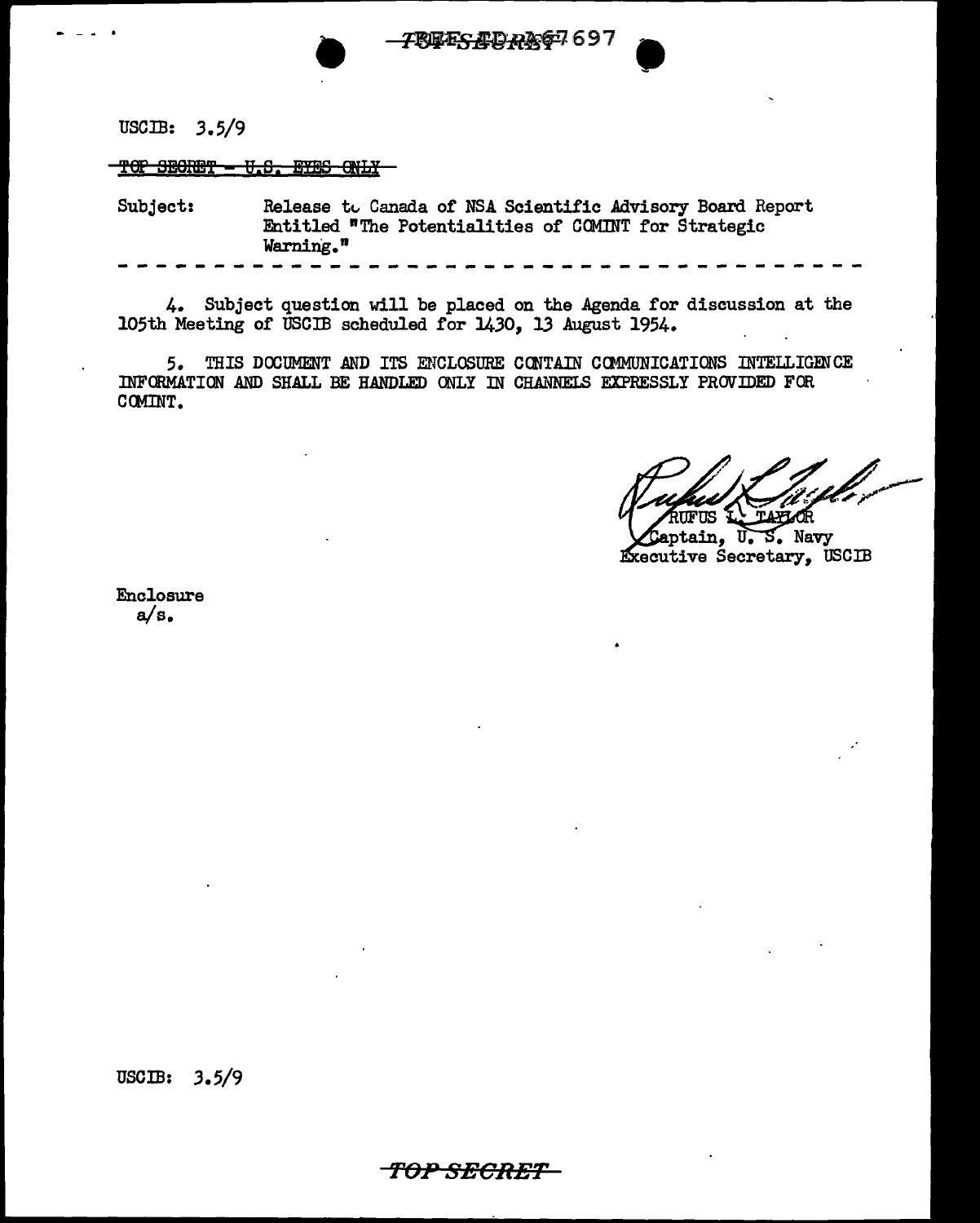USCIB: 3.5/9

~~TOP SECRET - U.S. EYES ONLY~~

Subject: Release to Canada of NSA Scientific Advisory Board Report Entitled "The Potentialities of COMINT for Strategic Warning."

- - - - - - - - - - - - - - - - - - - - - - - - - - - - - - - - - - - - - - - -

4. Subject question will be placed on the Agenda for discussion at the 105th Meeting of USCIB scheduled for 1430, 13 August 1954.

5. THIS DOCUMENT AND ITS ENCLOSURE CONTAIN COMMUNICATIONS INTELLIGENCE INFORMATION AND SHALL BE HANDLED ONLY IN CHANNELS EXPRESSLY PROVIDED FOR COMINT.

RUFUS L. TAYLOR
Captain, U. S. Navy
Executive Secretary, USCIB

Enclosure
a/s.

USCIB: 3.5/9

TOP SECRET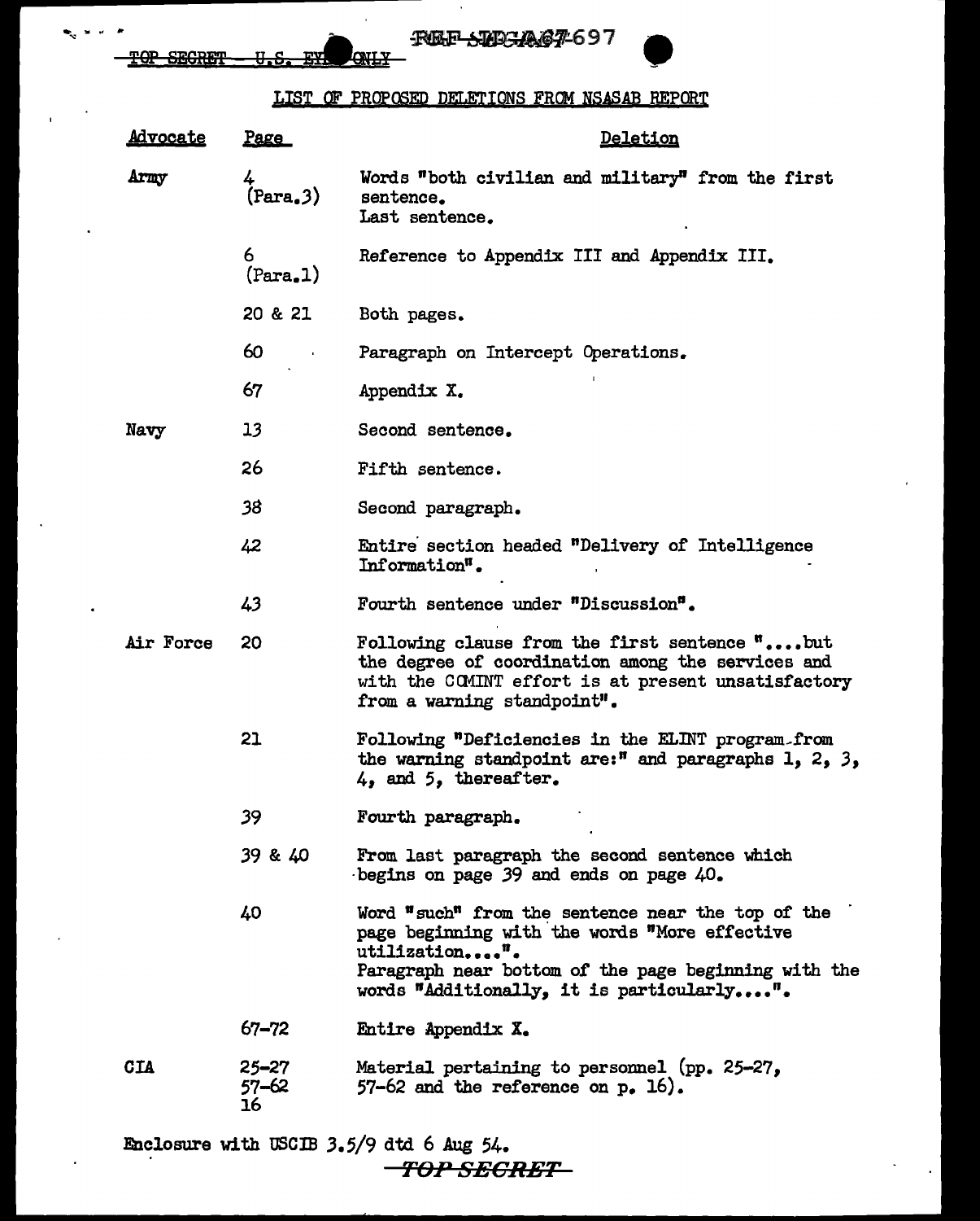TOP SECRET - U.S. EYES ONLY

REF ID:A67697

## LIST OF PROPOSED DELETIONS FROM NSASAB REPORT

| Advocate | Page | Deletion |
|---|---|---|
| Army | 4 (Para.3) | Words "both civilian and military" from the first sentence. Last sentence. |
| | 6 (Para.1) | Reference to Appendix III and Appendix III. |
| | 20 & 21 | Both pages. |
| | 60 | Paragraph on Intercept Operations. |
| | 67 | Appendix X. |
| Navy | 13 | Second sentence. |
| | 26 | Fifth sentence. |
| | 38 | Second paragraph. |
| | 42 | Entire section headed "Delivery of Intelligence Information". |
| | 43 | Fourth sentence under "Discussion". |
| Air Force | 20 | Following clause from the first sentence "....but the degree of coordination among the services and with the COMINT effort is at present unsatisfactory from a warning standpoint". |
| | 21 | Following "Deficiencies in the ELINT program from the warning standpoint are:" and paragraphs 1, 2, 3, 4, and 5, thereafter. |
| | 39 | Fourth paragraph. |
| | 39 & 40 | From last paragraph the second sentence which begins on page 39 and ends on page 40. |
| | 40 | Word "such" from the sentence near the top of the page beginning with the words "More effective utilization....". Paragraph near bottom of the page beginning with the words "Additionally, it is particularly....". |
| | 67-72 | Entire Appendix X. |
| CIA | 25-27 57-62 16 | Material pertaining to personnel (pp. 25-27, 57-62 and the reference on p. 16). |

Enclosure with USCIB 3.5/9 dtd 6 Aug 54.

TOP SECRET